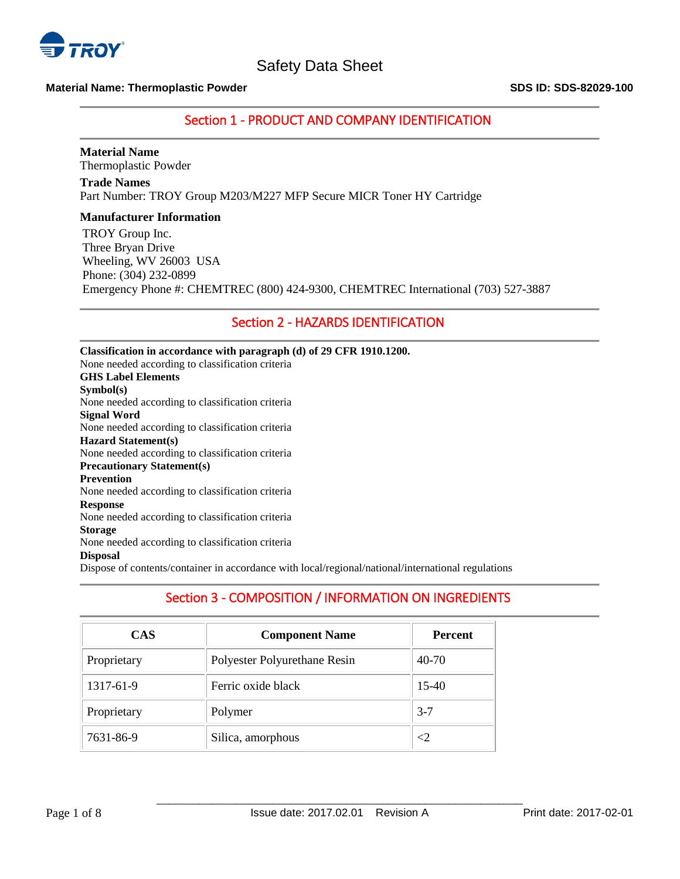# Safety Data Sheet

**Material Name: Thermoplastic Powder** **SDS ID: SDS-82029-100**

## Section 1 - PRODUCT AND COMPANY IDENTIFICATION

**Material Name**
Thermoplastic Powder

**Trade Names**
Part Number: TROY Group M203/M227 MFP Secure MICR Toner HY Cartridge

**Manufacturer Information**
TROY Group Inc.
Three Bryan Drive
Wheeling, WV 26003 USA
Phone: (304) 232-0899
Emergency Phone #: CHEMTREC (800) 424-9300, CHEMTREC International (703) 527-3887

## Section 2 - HAZARDS IDENTIFICATION

**Classification in accordance with paragraph (d) of 29 CFR 1910.1200.**
None needed according to classification criteria

**GHS Label Elements**

**Symbol(s)**
None needed according to classification criteria

**Signal Word**
None needed according to classification criteria

**Hazard Statement(s)**
None needed according to classification criteria

**Precautionary Statement(s)**

**Prevention**
None needed according to classification criteria

**Response**
None needed according to classification criteria

**Storage**
None needed according to classification criteria

**Disposal**
Dispose of contents/container in accordance with local/regional/national/international regulations

## Section 3 - COMPOSITION / INFORMATION ON INGREDIENTS

| CAS | Component Name | Percent |
|---|---|---|
| Proprietary | Polyester Polyurethane Resin | 40-70 |
| 1317-61-9 | Ferric oxide black | 15-40 |
| Proprietary | Polymer | 3-7 |
| 7631-86-9 | Silica, amorphous | <2 |

Issue date: 2017.02.01 Revision A Print date: 2017-02-01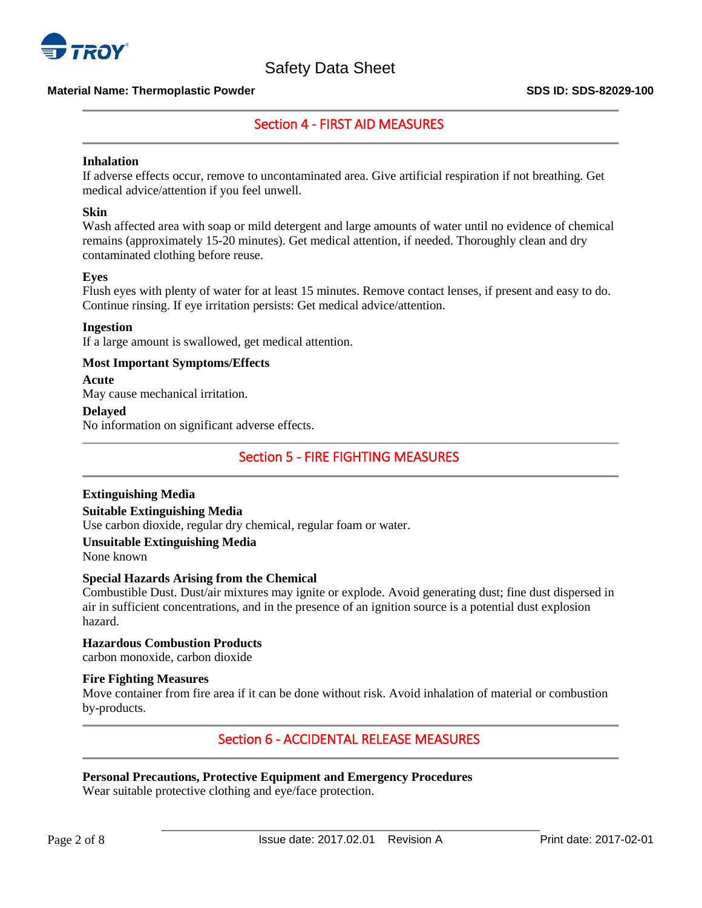## Section 4 - FIRST AID MEASURES

**Inhalation**
If adverse effects occur, remove to uncontaminated area. Give artificial respiration if not breathing. Get medical advice/attention if you feel unwell.

**Skin**
Wash affected area with soap or mild detergent and large amounts of water until no evidence of chemical remains (approximately 15-20 minutes). Get medical attention, if needed. Thoroughly clean and dry contaminated clothing before reuse.

**Eyes**
Flush eyes with plenty of water for at least 15 minutes. Remove contact lenses, if present and easy to do. Continue rinsing. If eye irritation persists: Get medical advice/attention.

**Ingestion**
If a large amount is swallowed, get medical attention.

**Most Important Symptoms/Effects**

**Acute**
May cause mechanical irritation.

**Delayed**
No information on significant adverse effects.

## Section 5 - FIRE FIGHTING MEASURES

**Extinguishing Media**

**Suitable Extinguishing Media**
Use carbon dioxide, regular dry chemical, regular foam or water.

**Unsuitable Extinguishing Media**
None known

**Special Hazards Arising from the Chemical**
Combustible Dust. Dust/air mixtures may ignite or explode. Avoid generating dust; fine dust dispersed in air in sufficient concentrations, and in the presence of an ignition source is a potential dust explosion hazard.

**Hazardous Combustion Products**
carbon monoxide, carbon dioxide

**Fire Fighting Measures**
Move container from fire area if it can be done without risk. Avoid inhalation of material or combustion by-products.

## Section 6 - ACCIDENTAL RELEASE MEASURES

**Personal Precautions, Protective Equipment and Emergency Procedures**
Wear suitable protective clothing and eye/face protection.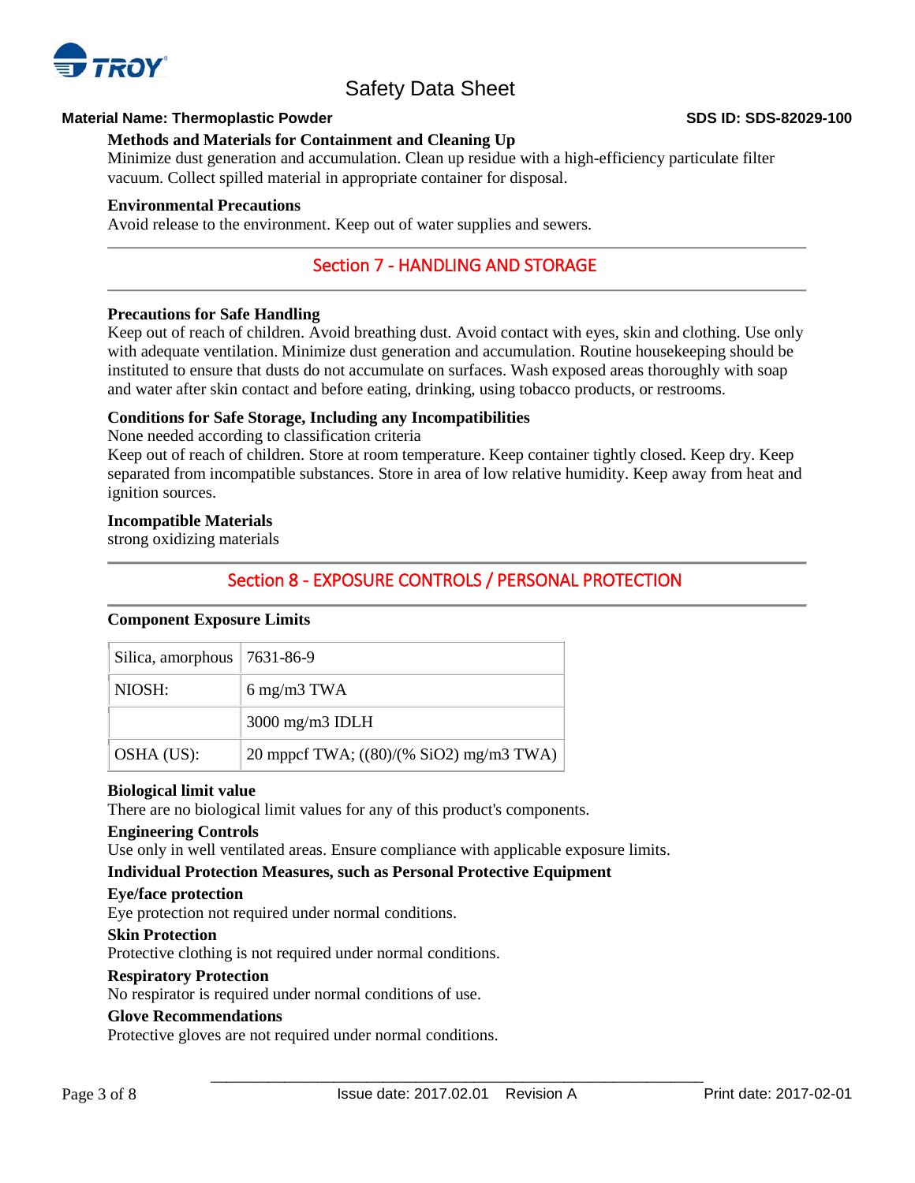### Methods and Materials for Containment and Cleaning Up

Minimize dust generation and accumulation. Clean up residue with a high-efficiency particulate filter vacuum. Collect spilled material in appropriate container for disposal.

### Environmental Precautions

Avoid release to the environment. Keep out of water supplies and sewers.

## Section 7 - HANDLING AND STORAGE

### Precautions for Safe Handling

Keep out of reach of children. Avoid breathing dust. Avoid contact with eyes, skin and clothing. Use only with adequate ventilation. Minimize dust generation and accumulation. Routine housekeeping should be instituted to ensure that dusts do not accumulate on surfaces. Wash exposed areas thoroughly with soap and water after skin contact and before eating, drinking, using tobacco products, or restrooms.

### Conditions for Safe Storage, Including any Incompatibilities

None needed according to classification criteria

Keep out of reach of children. Store at room temperature. Keep container tightly closed. Keep dry. Keep separated from incompatible substances. Store in area of low relative humidity. Keep away from heat and ignition sources.

### Incompatible Materials

strong oxidizing materials

## Section 8 - EXPOSURE CONTROLS / PERSONAL PROTECTION

### Component Exposure Limits

| Silica, amorphous | 7631-86-9 |
|---|---|
| NIOSH: | 6 mg/m3 TWA |
| | 3000 mg/m3 IDLH |
| OSHA (US): | 20 mppcf TWA; ((80)/(% $SiO_2$) mg/m3 TWA) |

### Biological limit value

There are no biological limit values for any of this product's components.

### Engineering Controls

Use only in well ventilated areas. Ensure compliance with applicable exposure limits.

### Individual Protection Measures, such as Personal Protective Equipment

### Eye/face protection

Eye protection not required under normal conditions.

### Skin Protection

Protective clothing is not required under normal conditions.

### Respiratory Protection

No respirator is required under normal conditions of use.

### Glove Recommendations

Protective gloves are not required under normal conditions.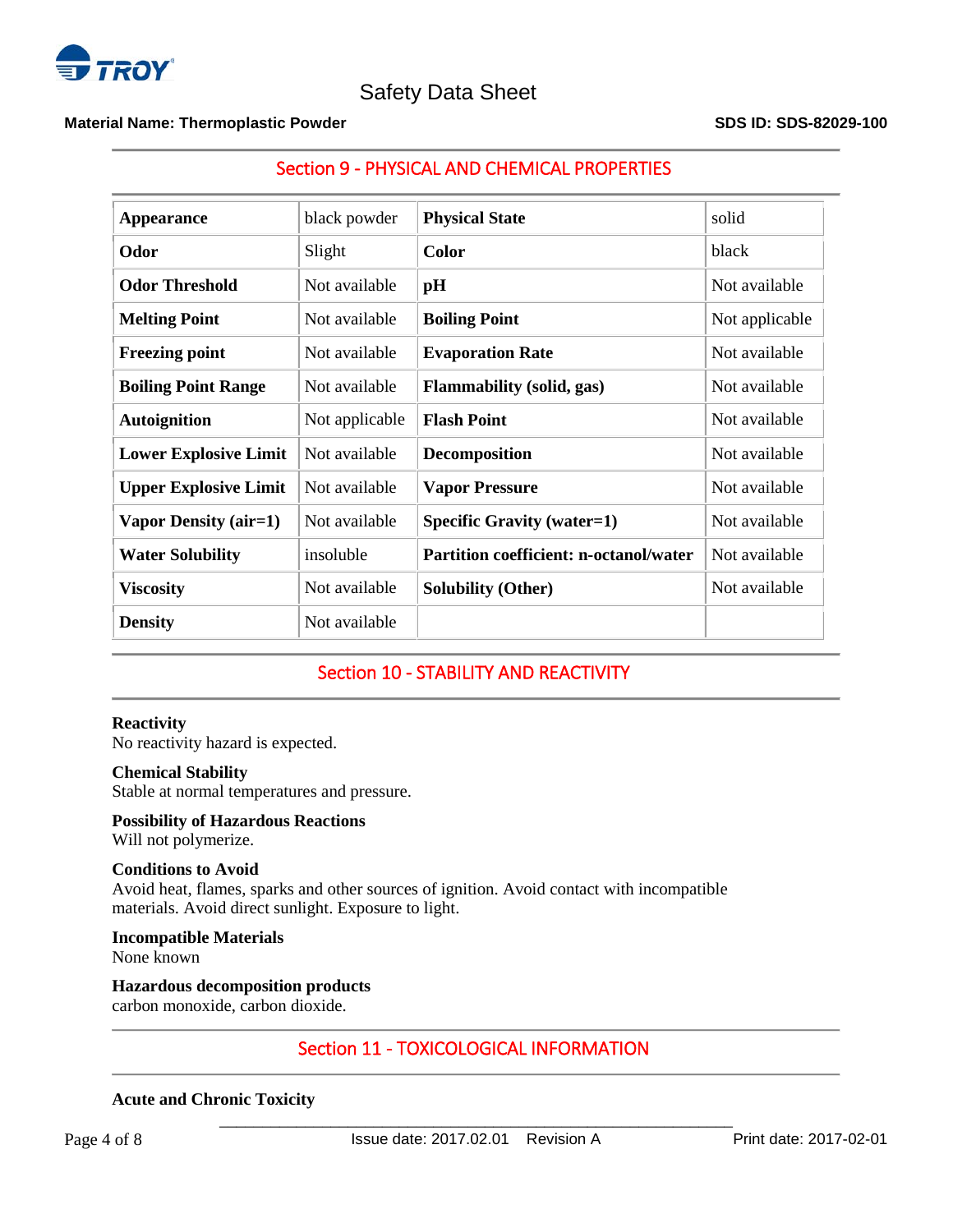## Section 9 - PHYSICAL AND CHEMICAL PROPERTIES

| **Appearance** | black powder | **Physical State** | solid |
|---|---|---|---|
| **Odor** | Slight | **Color** | black |
| **Odor Threshold** | Not available | **pH** | Not available |
| **Melting Point** | Not available | **Boiling Point** | Not applicable |
| **Freezing point** | Not available | **Evaporation Rate** | Not available |
| **Boiling Point Range** | Not available | **Flammability (solid, gas)** | Not available |
| **Autoignition** | Not applicable | **Flash Point** | Not available |
| **Lower Explosive Limit** | Not available | **Decomposition** | Not available |
| **Upper Explosive Limit** | Not available | **Vapor Pressure** | Not available |
| **Vapor Density (air=1)** | Not available | **Specific Gravity (water=1)** | Not available |
| **Water Solubility** | insoluble | **Partition coefficient: n-octanol/water** | Not available |
| **Viscosity** | Not available | **Solubility (Other)** | Not available |
| **Density** | Not available | | |

## Section 10 - STABILITY AND REACTIVITY

**Reactivity**
No reactivity hazard is expected.

**Chemical Stability**
Stable at normal temperatures and pressure.

**Possibility of Hazardous Reactions**
Will not polymerize.

**Conditions to Avoid**
Avoid heat, flames, sparks and other sources of ignition. Avoid contact with incompatible materials. Avoid direct sunlight. Exposure to light.

**Incompatible Materials**
None known

**Hazardous decomposition products**
carbon monoxide, carbon dioxide.

## Section 11 - TOXICOLOGICAL INFORMATION

**Acute and Chronic Toxicity**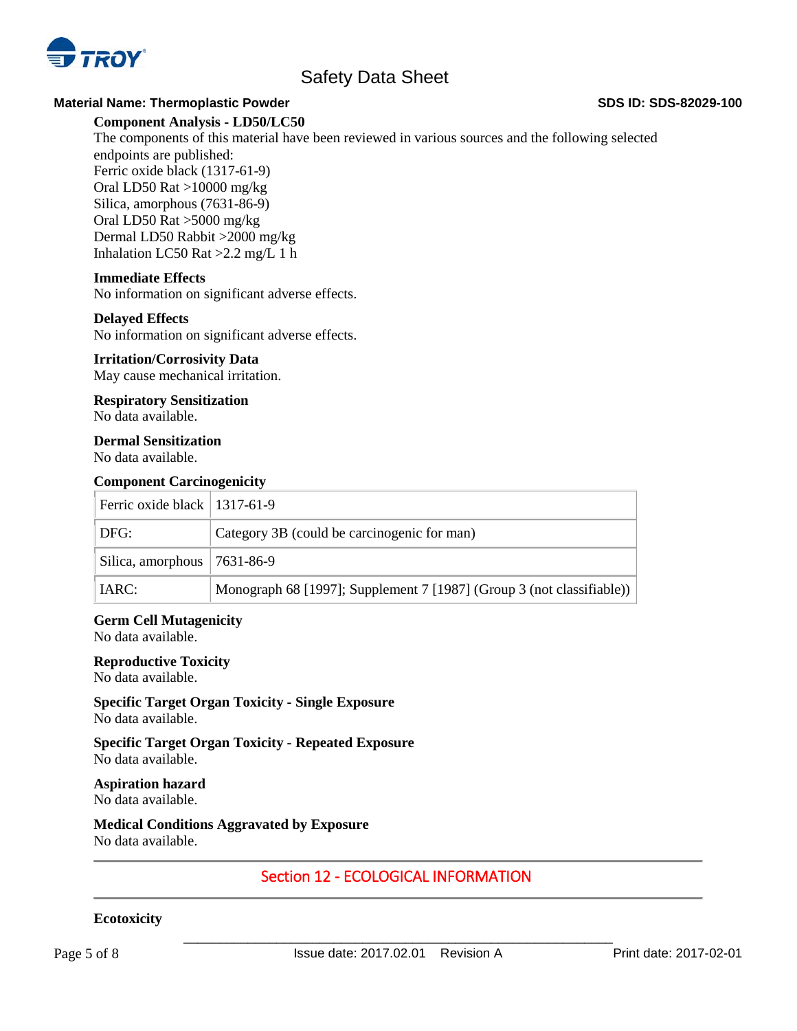**Component Analysis - LD50/LC50**

The components of this material have been reviewed in various sources and the following selected endpoints are published:

Ferric oxide black (1317-61-9)
Oral LD50 Rat >10000 mg/kg
Silica, amorphous (7631-86-9)
Oral LD50 Rat >5000 mg/kg
Dermal LD50 Rabbit >2000 mg/kg
Inhalation LC50 Rat >2.2 mg/L 1 h

**Immediate Effects**

No information on significant adverse effects.

**Delayed Effects**

No information on significant adverse effects.

**Irritation/Corrosivity Data**

May cause mechanical irritation.

**Respiratory Sensitization**

No data available.

**Dermal Sensitization**

No data available.

**Component Carcinogenicity**

| Ferric oxide black | 1317-61-9 |
|---|---|
| DFG: | Category 3B (could be carcinogenic for man) |
| Silica, amorphous | 7631-86-9 |
| IARC: | Monograph 68 [1997]; Supplement 7 [1987] (Group 3 (not classifiable)) |

**Germ Cell Mutagenicity**

No data available.

**Reproductive Toxicity**

No data available.

**Specific Target Organ Toxicity - Single Exposure**

No data available.

**Specific Target Organ Toxicity - Repeated Exposure**

No data available.

**Aspiration hazard**

No data available.

**Medical Conditions Aggravated by Exposure**

No data available.

## Section 12 - ECOLOGICAL INFORMATION

**Ecotoxicity**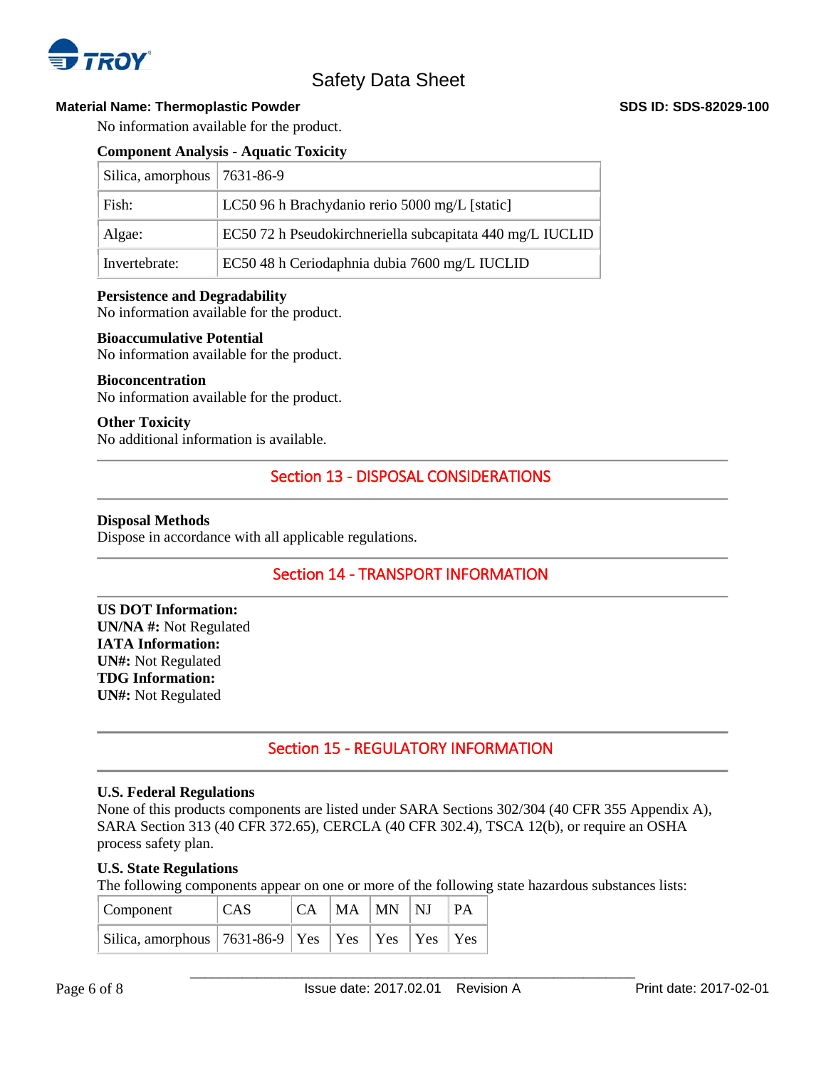No information available for the product.

**Component Analysis - Aquatic Toxicity**

| Silica, amorphous | 7631-86-9 |
|---|---|
| Fish: | LC50 96 h Brachydanio rerio 5000 mg/L [static] |
| Algae: | EC50 72 h Pseudokirchneriella subcapitata 440 mg/L IUCLID |
| Invertebrate: | EC50 48 h Ceriodaphnia dubia 7600 mg/L IUCLID |

**Persistence and Degradability**
No information available for the product.

**Bioaccumulative Potential**
No information available for the product.

**Bioconcentration**
No information available for the product.

**Other Toxicity**
No additional information is available.

## Section 13 - DISPOSAL CONSIDERATIONS

**Disposal Methods**
Dispose in accordance with all applicable regulations.

## Section 14 - TRANSPORT INFORMATION

**US DOT Information:**
**UN/NA #:** Not Regulated
**IATA Information:**
**UN#:** Not Regulated
**TDG Information:**
**UN#:** Not Regulated

## Section 15 - REGULATORY INFORMATION

**U.S. Federal Regulations**
None of this products components are listed under SARA Sections 302/304 (40 CFR 355 Appendix A), SARA Section 313 (40 CFR 372.65), CERCLA (40 CFR 302.4), TSCA 12(b), or require an OSHA process safety plan.

**U.S. State Regulations**
The following components appear on one or more of the following state hazardous substances lists:

| Component | CAS | CA | MA | MN | NJ | PA |
|---|---|---|---|---|---|---|
| Silica, amorphous | 7631-86-9 | Yes | Yes | Yes | Yes | Yes |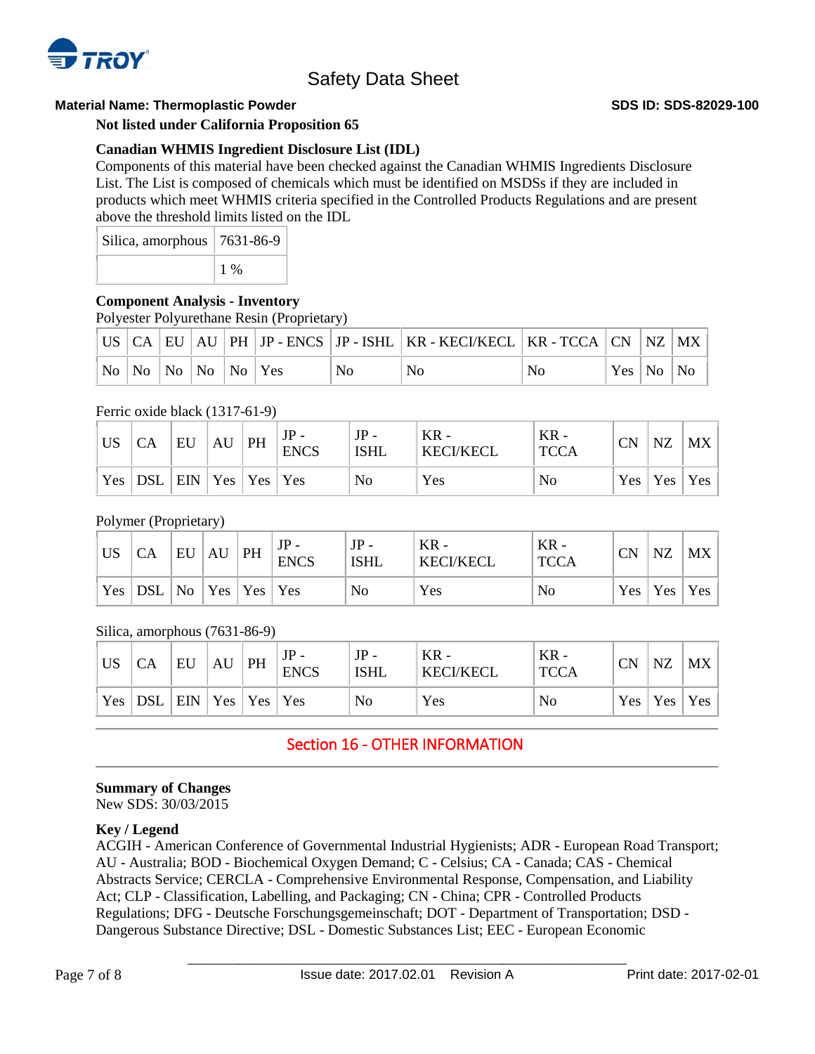**Not listed under California Proposition 65**

**Canadian WHMIS Ingredient Disclosure List (IDL)**

Components of this material have been checked against the Canadian WHMIS Ingredients Disclosure List. The List is composed of chemicals which must be identified on MSDSs if they are included in products which meet WHMIS criteria specified in the Controlled Products Regulations and are present above the threshold limits listed on the IDL

| Silica, amorphous | 7631-86-9 |
|---|---|
| | 1 % |

**Component Analysis - Inventory**

Polyester Polyurethane Resin (Proprietary)

| US | CA | EU | AU | PH | JP - ENCS | JP - ISHL | KR - KECI/KECL | KR - TCCA | CN | NZ | MX |
|---|---|---|---|---|---|---|---|---|---|---|---|
| No | No | No | No | No | Yes | No | No | No | Yes | No | No |

Ferric oxide black (1317-61-9)

| US | CA | EU | AU | PH | JP - ENCS | JP - ISHL | KR - KECI/KECL | KR - TCCA | CN | NZ | MX |
|---|---|---|---|---|---|---|---|---|---|---|---|
| Yes | DSL | EIN | Yes | Yes | Yes | No | Yes | No | Yes | Yes | Yes |

Polymer (Proprietary)

| US | CA | EU | AU | PH | JP - ENCS | JP - ISHL | KR - KECI/KECL | KR - TCCA | CN | NZ | MX |
|---|---|---|---|---|---|---|---|---|---|---|---|
| Yes | DSL | No | Yes | Yes | Yes | No | Yes | No | Yes | Yes | Yes |

Silica, amorphous (7631-86-9)

| US | CA | EU | AU | PH | JP - ENCS | JP - ISHL | KR - KECI/KECL | KR - TCCA | CN | NZ | MX |
|---|---|---|---|---|---|---|---|---|---|---|---|
| Yes | DSL | EIN | Yes | Yes | Yes | No | Yes | No | Yes | Yes | Yes |

## Section 16 - OTHER INFORMATION

**Summary of Changes**

New SDS: 30/03/2015

**Key / Legend**

ACGIH - American Conference of Governmental Industrial Hygienists; ADR - European Road Transport; AU - Australia; BOD - Biochemical Oxygen Demand; C - Celsius; CA - Canada; CAS - Chemical Abstracts Service; CERCLA - Comprehensive Environmental Response, Compensation, and Liability Act; CLP - Classification, Labelling, and Packaging; CN - China; CPR - Controlled Products Regulations; DFG - Deutsche Forschungsgemeinschaft; DOT - Department of Transportation; DSD - Dangerous Substance Directive; DSL - Domestic Substances List; EEC - European Economic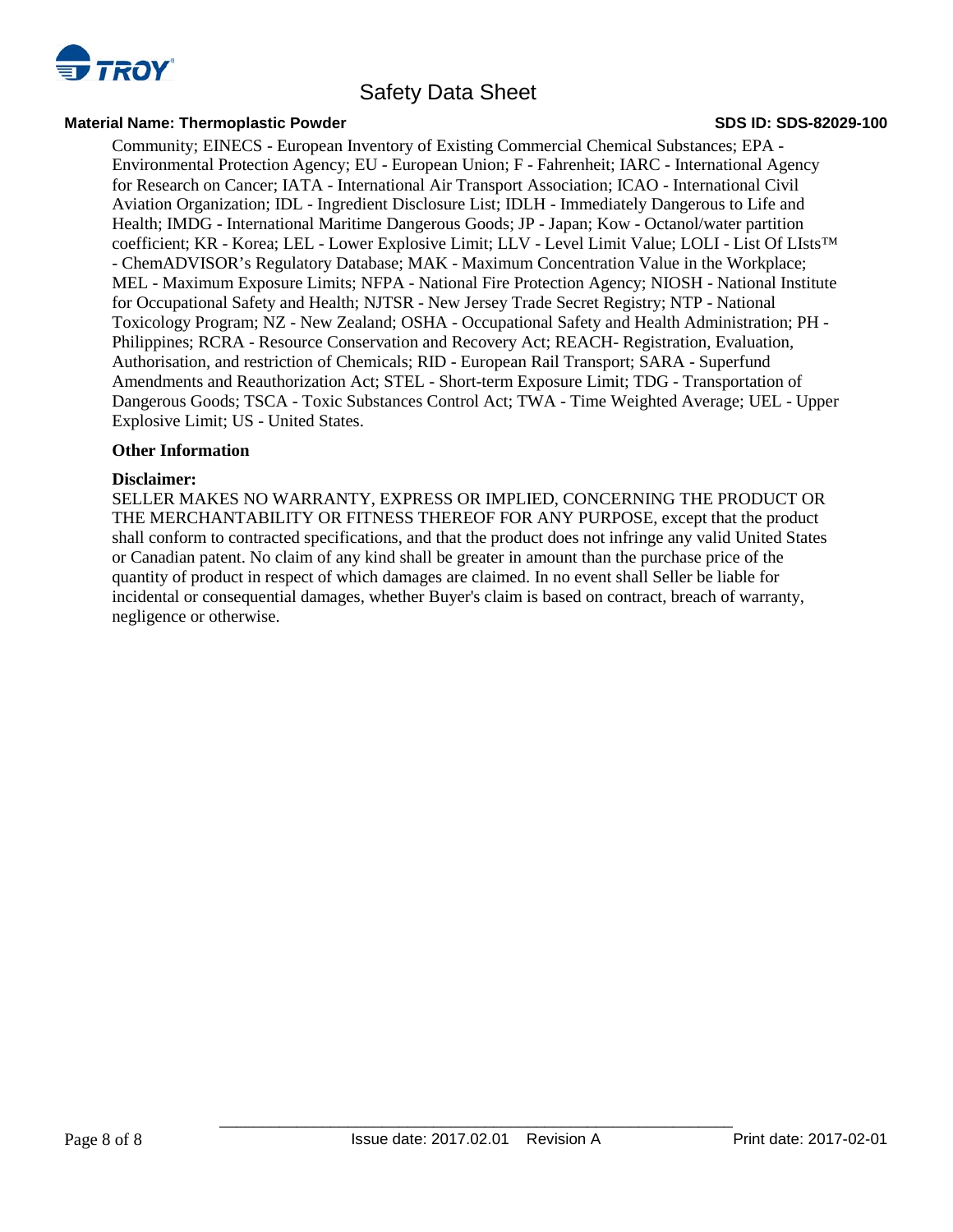Community; EINECS - European Inventory of Existing Commercial Chemical Substances; EPA - Environmental Protection Agency; EU - European Union; F - Fahrenheit; IARC - International Agency for Research on Cancer; IATA - International Air Transport Association; ICAO - International Civil Aviation Organization; IDL - Ingredient Disclosure List; IDLH - Immediately Dangerous to Life and Health; IMDG - International Maritime Dangerous Goods; JP - Japan; Kow - Octanol/water partition coefficient; KR - Korea; LEL - Lower Explosive Limit; LLV - Level Limit Value; LOLI - List Of LIsts™ - ChemADVISOR's Regulatory Database; MAK - Maximum Concentration Value in the Workplace; MEL - Maximum Exposure Limits; NFPA - National Fire Protection Agency; NIOSH - National Institute for Occupational Safety and Health; NJTSR - New Jersey Trade Secret Registry; NTP - National Toxicology Program; NZ - New Zealand; OSHA - Occupational Safety and Health Administration; PH - Philippines; RCRA - Resource Conservation and Recovery Act; REACH- Registration, Evaluation, Authorisation, and restriction of Chemicals; RID - European Rail Transport; SARA - Superfund Amendments and Reauthorization Act; STEL - Short-term Exposure Limit; TDG - Transportation of Dangerous Goods; TSCA - Toxic Substances Control Act; TWA - Time Weighted Average; UEL - Upper Explosive Limit; US - United States.

**Other Information**

**Disclaimer:**

SELLER MAKES NO WARRANTY, EXPRESS OR IMPLIED, CONCERNING THE PRODUCT OR THE MERCHANTABILITY OR FITNESS THEREOF FOR ANY PURPOSE, except that the product shall conform to contracted specifications, and that the product does not infringe any valid United States or Canadian patent. No claim of any kind shall be greater in amount than the purchase price of the quantity of product in respect of which damages are claimed. In no event shall Seller be liable for incidental or consequential damages, whether Buyer's claim is based on contract, breach of warranty, negligence or otherwise.